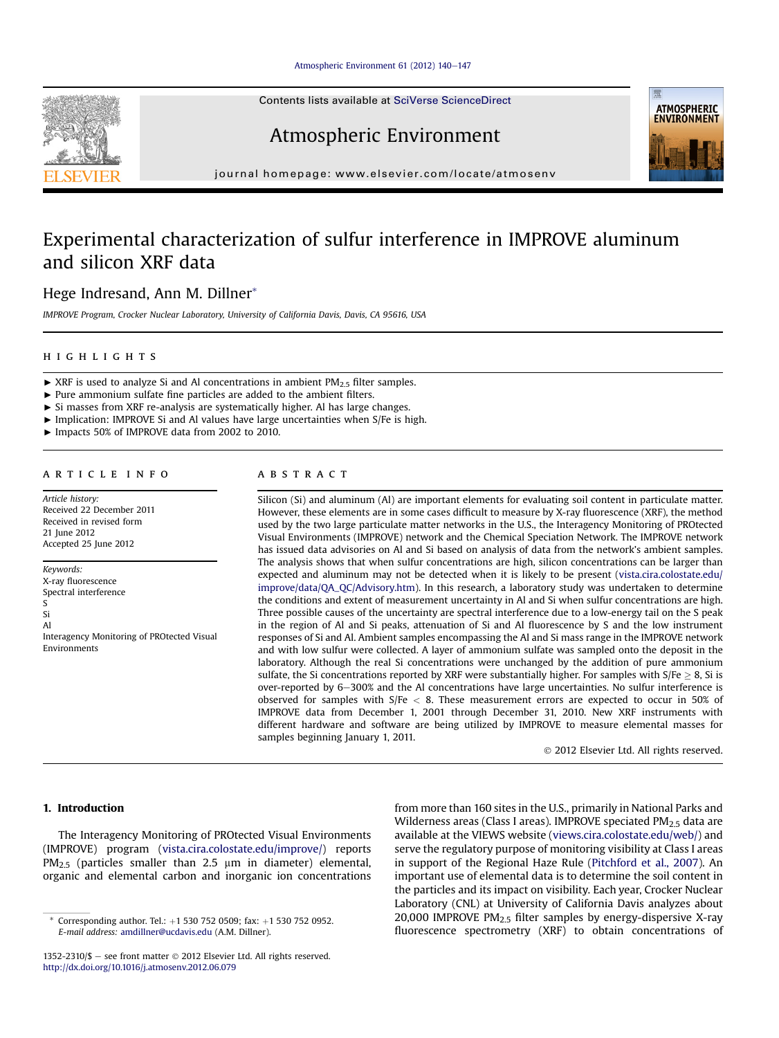# Experimental characterization of sulfur interference in IMPROVE aluminum and silicon XRF data

Hege Indresand, Ann M. Dillner*

*IMPROVE Program, Crocker Nuclear Laboratory, University of California Davis, Davis, CA 95616, USA*

## HIGHLIGHTS

- ► XRF is used to analyze Si and Al concentrations in ambient $PM_{2.5}$ filter samples.
- ► Pure ammonium sulfate fine particles are added to the ambient filters.
- ► Si masses from XRF re-analysis are systematically higher. Al has large changes.
- ► Implication: IMPROVE Si and Al values have large uncertainties when S/Fe is high.
- ► Impacts 50% of IMPROVE data from 2002 to 2010.

## ARTICLE INFO

*Article history:*
Received 22 December 2011
Received in revised form
21 June 2012
Accepted 25 June 2012

*Keywords:*
X-ray fluorescence
Spectral interference
S
Si
Al
Interagency Monitoring of PROtected Visual Environments

## ABSTRACT

Silicon (Si) and aluminum (Al) are important elements for evaluating soil content in particulate matter. However, these elements are in some cases difficult to measure by X-ray fluorescence (XRF), the method used by the two large particulate matter networks in the U.S., the Interagency Monitoring of PROtected Visual Environments (IMPROVE) network and the Chemical Speciation Network. The IMPROVE network has issued data advisories on Al and Si based on analysis of data from the network's ambient samples. The analysis shows that when sulfur concentrations are high, silicon concentrations can be larger than expected and aluminum may not be detected when it is likely to be present (vista.cira.colostate.edu/improve/data/QA_QC/Advisory.htm). In this research, a laboratory study was undertaken to determine the conditions and extent of measurement uncertainty in Al and Si when sulfur concentrations are high. Three possible causes of the uncertainty are spectral interference due to a low-energy tail on the S peak in the region of Al and Si peaks, attenuation of Si and Al fluorescence by S and the low instrument responses of Si and Al. Ambient samples encompassing the Al and Si mass range in the IMPROVE network and with low sulfur were collected. A layer of ammonium sulfate was sampled onto the deposit in the laboratory. Although the real Si concentrations were unchanged by the addition of pure ammonium sulfate, the Si concentrations reported by XRF were substantially higher. For samples with $S/Fe \geq 8$, Si is over-reported by 6–300% and the Al concentrations have large uncertainties. No sulfur interference is observed for samples with $S/Fe < 8$. These measurement errors are expected to occur in 50% of IMPROVE data from December 1, 2001 through December 31, 2010. New XRF instruments with different hardware and software are being utilized by IMPROVE to measure elemental masses for samples beginning January 1, 2011.

© 2012 Elsevier Ltd. All rights reserved.

## 1. Introduction

The Interagency Monitoring of PROtected Visual Environments (IMPROVE) program (vista.cira.colostate.edu/improve/) reports $PM_{2.5}$ (particles smaller than 2.5 μm in diameter) elemental, organic and elemental carbon and inorganic ion concentrations from more than 160 sites in the U.S., primarily in National Parks and Wilderness areas (Class I areas). IMPROVE speciated $PM_{2.5}$ data are available at the VIEWS website (views.cira.colostate.edu/web/) and serve the regulatory purpose of monitoring visibility at Class I areas in support of the Regional Haze Rule (Pitchford et al., 2007). An important use of elemental data is to determine the soil content in the particles and its impact on visibility. Each year, Crocker Nuclear Laboratory (CNL) at University of California Davis analyzes about 20,000 IMPROVE $PM_{2.5}$ filter samples by energy-dispersive X-ray fluorescence spectrometry (XRF) to obtain concentrations of

---

* Corresponding author. Tel.: +1 530 752 0509; fax: +1 530 752 0952.
*E-mail address:* amdillner@ucdavis.edu (A.M. Dillner).

1352-2310/$ – see front matter © 2012 Elsevier Ltd. All rights reserved.
http://dx.doi.org/10.1016/j.atmosenv.2012.06.079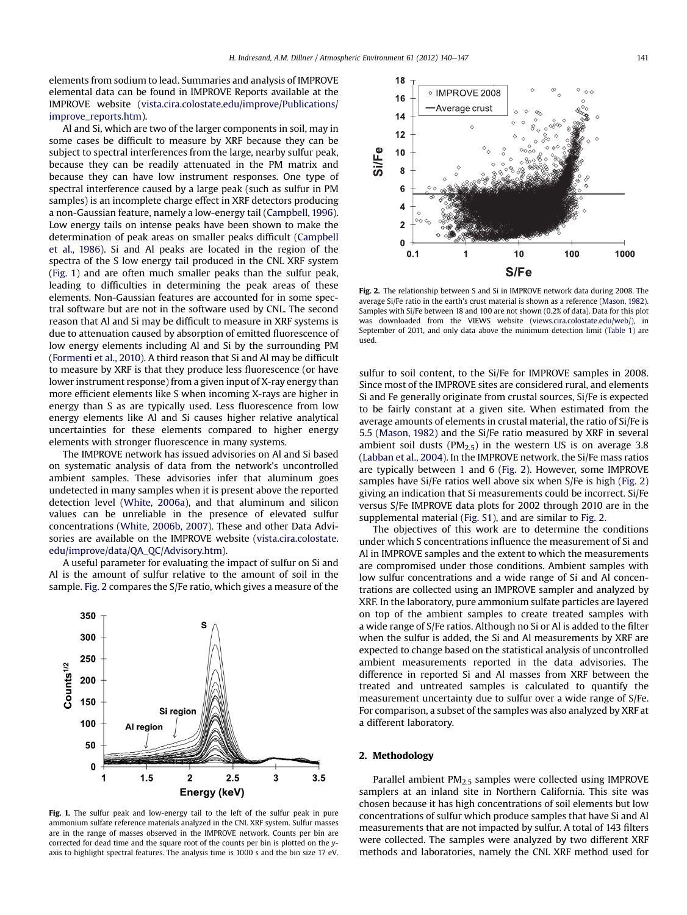elements from sodium to lead. Summaries and analysis of IMPROVE elemental data can be found in IMPROVE Reports available at the IMPROVE website (vista.cira.colostate.edu/improve/Publications/improve_reports.htm).

Al and Si, which are two of the larger components in soil, may in some cases be difficult to measure by XRF because they can be subject to spectral interferences from the large, nearby sulfur peak, because they can be readily attenuated in the PM matrix and because they can have low instrument responses. One type of spectral interference caused by a large peak (such as sulfur in PM samples) is an incomplete charge effect in XRF detectors producing a non-Gaussian feature, namely a low-energy tail (Campbell, 1996). Low energy tails on intense peaks have been shown to make the determination of peak areas on smaller peaks difficult (Campbell et al., 1986). Si and Al peaks are located in the region of the spectra of the S low energy tail produced in the CNL XRF system (Fig. 1) and are often much smaller peaks than the sulfur peak, leading to difficulties in determining the peak areas of these elements. Non-Gaussian features are accounted for in some spectral software but are not in the software used by CNL. The second reason that Al and Si may be difficult to measure in XRF systems is due to attenuation caused by absorption of emitted fluorescence of low energy elements including Al and Si by the surrounding PM (Formenti et al., 2010). A third reason that Si and Al may be difficult to measure by XRF is that they produce less fluorescence (or have lower instrument response) from a given input of X-ray energy than more efficient elements like S when incoming X-rays are higher in energy than S as are typically used. Less fluorescence from low energy elements like Al and Si causes higher relative analytical uncertainties for these elements compared to higher energy elements with stronger fluorescence in many systems.

The IMPROVE network has issued advisories on Al and Si based on systematic analysis of data from the network's uncontrolled ambient samples. These advisories infer that aluminum goes undetected in many samples when it is present above the reported detection level (White, 2006a), and that aluminum and silicon values can be unreliable in the presence of elevated sulfur concentrations (White, 2006b, 2007). These and other Data Advisories are available on the IMPROVE website (vista.cira.colostate.edu/improve/data/QA_QC/Advisory.htm).

A useful parameter for evaluating the impact of sulfur on Si and Al is the amount of sulfur relative to the amount of soil in the sample. Fig. 2 compares the S/Fe ratio, which gives a measure of the sulfur to soil content, to the Si/Fe for IMPROVE samples in 2008. Since most of the IMPROVE sites are considered rural, and elements Si and Fe generally originate from crustal sources, Si/Fe is expected to be fairly constant at a given site. When estimated from the average amounts of elements in crustal material, the ratio of Si/Fe is 5.5 (Mason, 1982) and the Si/Fe ratio measured by XRF in several ambient soil dusts ($PM_{2.5}$) in the western US is on average 3.8 (Labban et al., 2004). In the IMPROVE network, the Si/Fe mass ratios are typically between 1 and 6 (Fig. 2). However, some IMPROVE samples have Si/Fe ratios well above six when S/Fe is high (Fig. 2) giving an indication that Si measurements could be incorrect. Si/Fe versus S/Fe IMPROVE data plots for 2002 through 2010 are in the supplemental material (Fig. S1), and are similar to Fig. 2.

S
Si region
Al region
Counts$^{1/2}$
350
300
250
200
150
100
50
0
1
1.5
2
2.5
3
3.5
Energy (keV)

**Fig. 1.** The sulfur peak and low-energy tail to the left of the sulfur peak in pure ammonium sulfate reference materials analyzed in the CNL XRF system. Sulfur masses are in the range of masses observed in the IMPROVE network. Counts per bin are corrected for dead time and the square root of the counts per bin is plotted on the y-axis to highlight spectral features. The analysis time is 1000 s and the bin size 17 eV.

IMPROVE 2008
Average crust
Si/Fe
18
16
14
12
10
8
6
4
2
0
0.1
1
10
100
1000
S/Fe

**Fig. 2.** The relationship between S and Si in IMPROVE network data during 2008. The average Si/Fe ratio in the earth's crust material is shown as a reference (Mason, 1982). Samples with Si/Fe between 18 and 100 are not shown (0.2% of data). Data for this plot was downloaded from the VIEWS website (views.cira.colostate.edu/web/), in September of 2011, and only data above the minimum detection limit (Table 1) are used.

The objectives of this work are to determine the conditions under which S concentrations influence the measurement of Si and Al in IMPROVE samples and the extent to which the measurements are compromised under those conditions. Ambient samples with low sulfur concentrations and a wide range of Si and Al concentrations are collected using an IMPROVE sampler and analyzed by XRF. In the laboratory, pure ammonium sulfate particles are layered on top of the ambient samples to create treated samples with a wide range of S/Fe ratios. Although no Si or Al is added to the filter when the sulfur is added, the Si and Al measurements by XRF are expected to change based on the statistical analysis of uncontrolled ambient measurements reported in the data advisories. The difference in reported Si and Al masses from XRF between the treated and untreated samples is calculated to quantify the measurement uncertainty due to sulfur over a wide range of S/Fe. For comparison, a subset of the samples was also analyzed by XRF at a different laboratory.

## 2. Methodology

Parallel ambient $PM_{2.5}$ samples were collected using IMPROVE samplers at an inland site in Northern California. This site was chosen because it has high concentrations of soil elements but low concentrations of sulfur which produce samples that have Si and Al measurements that are not impacted by sulfur. A total of 143 filters were collected. The samples were analyzed by two different XRF methods and laboratories, namely the CNL XRF method used for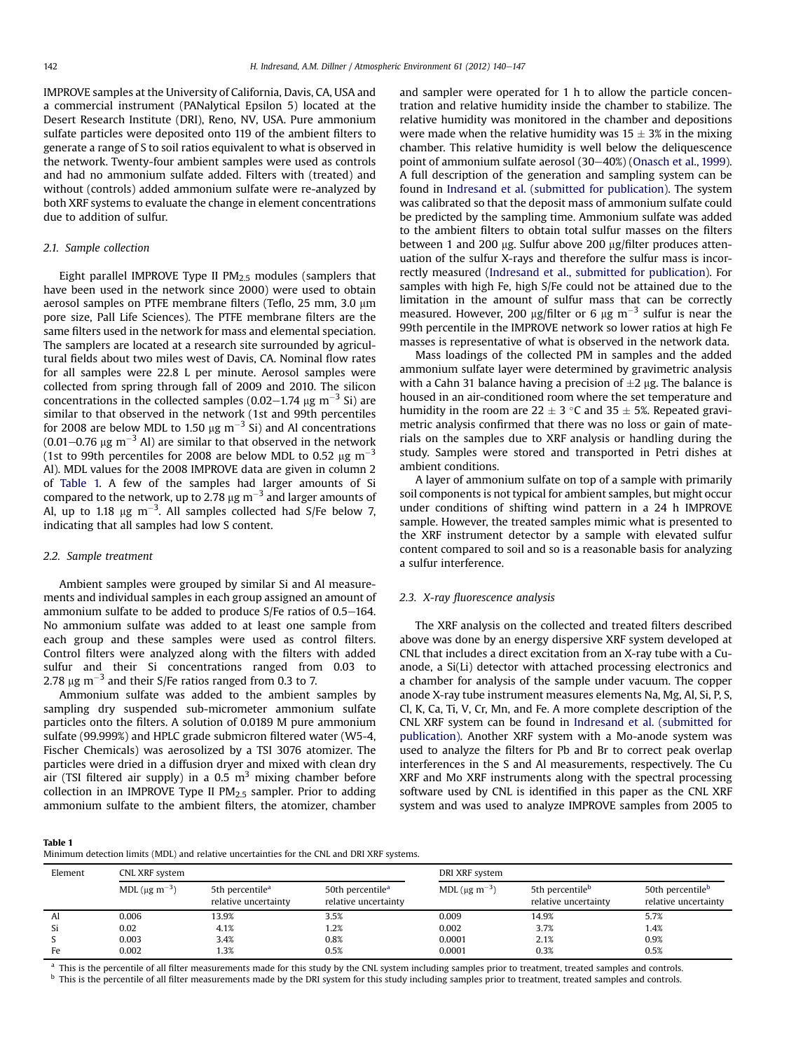IMPROVE samples at the University of California, Davis, CA, USA and a commercial instrument (PANalytical Epsilon 5) located at the Desert Research Institute (DRI), Reno, NV, USA. Pure ammonium sulfate particles were deposited onto 119 of the ambient filters to generate a range of S to soil ratios equivalent to what is observed in the network. Twenty-four ambient samples were used as controls and had no ammonium sulfate added. Filters with (treated) and without (controls) added ammonium sulfate were re-analyzed by both XRF systems to evaluate the change in element concentrations due to addition of sulfur.

### 2.1. Sample collection

Eight parallel IMPROVE Type II $PM_{2.5}$ modules (samplers that have been used in the network since 2000) were used to obtain aerosol samples on PTFE membrane filters (Teflo, 25 mm, 3.0 μm pore size, Pall Life Sciences). The PTFE membrane filters are the same filters used in the network for mass and elemental speciation. The samplers are located at a research site surrounded by agricultural fields about two miles west of Davis, CA. Nominal flow rates for all samples were 22.8 L per minute. Aerosol samples were collected from spring through fall of 2009 and 2010. The silicon concentrations in the collected samples (0.02–1.74 μg $m^{-3}$ Si) are similar to that observed in the network (1st and 99th percentiles for 2008 are below MDL to 1.50 μg $m^{-3}$ Si) and Al concentrations (0.01–0.76 μg $m^{-3}$ Al) are similar to that observed in the network (1st to 99th percentiles for 2008 are below MDL to 0.52 μg $m^{-3}$ Al). MDL values for the 2008 IMPROVE data are given in column 2 of Table 1. A few of the samples had larger amounts of Si compared to the network, up to 2.78 μg $m^{-3}$ and larger amounts of Al, up to 1.18 μg $m^{-3}$. All samples collected had S/Fe below 7, indicating that all samples had low S content.

### 2.2. Sample treatment

Ambient samples were grouped by similar Si and Al measurements and individual samples in each group assigned an amount of ammonium sulfate to be added to produce S/Fe ratios of 0.5–164. No ammonium sulfate was added to at least one sample from each group and these samples were used as control filters. Control filters were analyzed along with the filters with added sulfur and their Si concentrations ranged from 0.03 to 2.78 μg $m^{-3}$ and their S/Fe ratios ranged from 0.3 to 7.

Ammonium sulfate was added to the ambient samples by sampling dry suspended sub-micrometer ammonium sulfate particles onto the filters. A solution of 0.0189 M pure ammonium sulfate (99.999%) and HPLC grade submicron filtered water (W5-4, Fischer Chemicals) was aerosolized by a TSI 3076 atomizer. The particles were dried in a diffusion dryer and mixed with clean dry air (TSI filtered air supply) in a 0.5 $m^3$ mixing chamber before collection in an IMPROVE Type II $PM_{2.5}$ sampler. Prior to adding ammonium sulfate to the ambient filters, the atomizer, chamber and sampler were operated for 1 h to allow the particle concentration and relative humidity inside the chamber to stabilize. The relative humidity was monitored in the chamber and depositions were made when the relative humidity was 15 ± 3% in the mixing chamber. This relative humidity is well below the deliquescence point of ammonium sulfate aerosol (30–40%) (Onasch et al., 1999). A full description of the generation and sampling system can be found in Indresand et al. (submitted for publication). The system was calibrated so that the deposit mass of ammonium sulfate could be predicted by the sampling time. Ammonium sulfate was added to the ambient filters to obtain total sulfur masses on the filters between 1 and 200 μg. Sulfur above 200 μg/filter produces attenuation of the sulfur X-rays and therefore the sulfur mass is incorrectly measured (Indresand et al., submitted for publication). For samples with high Fe, high S/Fe could not be attained due to the limitation in the amount of sulfur mass that can be correctly measured. However, 200 μg/filter or 6 μg $m^{-3}$ sulfur is near the 99th percentile in the IMPROVE network so lower ratios at high Fe masses is representative of what is observed in the network data.

Mass loadings of the collected PM in samples and the added ammonium sulfate layer were determined by gravimetric analysis with a Cahn 31 balance having a precision of ±2 μg. The balance is housed in an air-conditioned room where the set temperature and humidity in the room are 22 ± 3 °C and 35 ± 5%. Repeated gravimetric analysis confirmed that there was no loss or gain of materials on the samples due to XRF analysis or handling during the study. Samples were stored and transported in Petri dishes at ambient conditions.

A layer of ammonium sulfate on top of a sample with primarily soil components is not typical for ambient samples, but might occur under conditions of shifting wind pattern in a 24 h IMPROVE sample. However, the treated samples mimic what is presented to the XRF instrument detector by a sample with elevated sulfur content compared to soil and so is a reasonable basis for analyzing a sulfur interference.

### 2.3. X-ray fluorescence analysis

The XRF analysis on the collected and treated filters described above was done by an energy dispersive XRF system developed at CNL that includes a direct excitation from an X-ray tube with a Cu-anode, a Si(Li) detector with attached processing electronics and a chamber for analysis of the sample under vacuum. The copper anode X-ray tube instrument measures elements Na, Mg, Al, Si, P, S, Cl, K, Ca, Ti, V, Cr, Mn, and Fe. A more complete description of the CNL XRF system can be found in Indresand et al. (submitted for publication). Another XRF system with a Mo-anode system was used to analyze the filters for Pb and Br to correct peak overlap interferences in the S and Al measurements, respectively. The Cu XRF and Mo XRF instruments along with the spectral processing software used by CNL is identified in this paper as the CNL XRF system and was used to analyze IMPROVE samples from 2005 to

**Table 1**
Minimum detection limits (MDL) and relative uncertainties for the CNL and DRI XRF systems.

| Element | CNL XRF system | | | DRI XRF system | | |
|---|---|---|---|---|---|---|
| | MDL (μg $m^{-3}$) | 5th percentile[a] relative uncertainty | 50th percentile[a] relative uncertainty | MDL (μg $m^{-3}$) | 5th percentile[b] relative uncertainty | 50th percentile[b] relative uncertainty |
| Al | 0.006 | 13.9% | 3.5% | 0.009 | 14.9% | 5.7% |
| Si | 0.02 | 4.1% | 1.2% | 0.002 | 3.7% | 1.4% |
| S | 0.003 | 3.4% | 0.8% | 0.0001 | 2.1% | 0.9% |
| Fe | 0.002 | 1.3% | 0.5% | 0.0001 | 0.3% | 0.5% |

[a] This is the percentile of all filter measurements made for this study by the CNL system including samples prior to treatment, treated samples and controls.
[b] This is the percentile of all filter measurements made by the DRI system for this study including samples prior to treatment, treated samples and controls.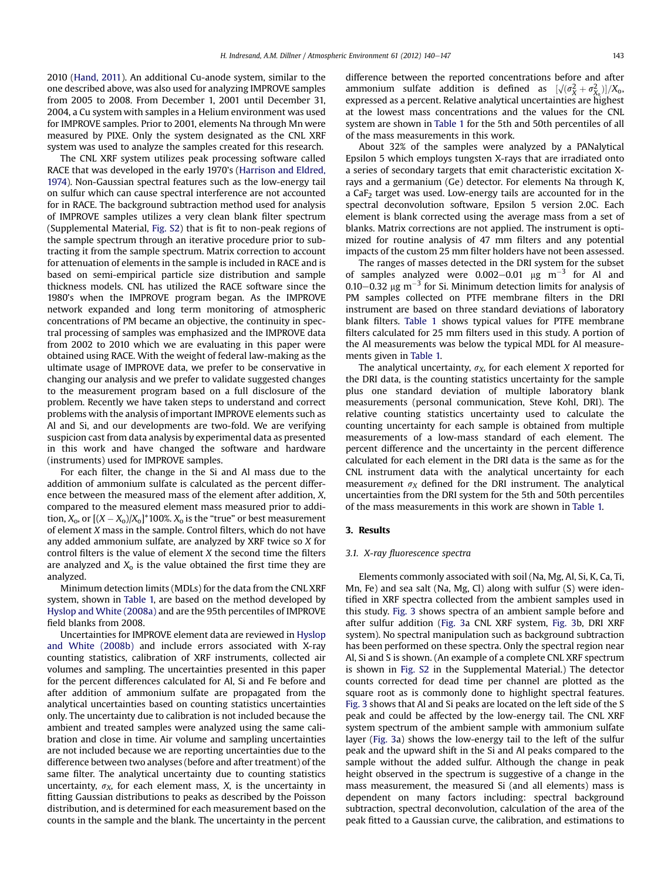2010 (Hand, 2011). An additional Cu-anode system, similar to the one described above, was also used for analyzing IMPROVE samples from 2005 to 2008. From December 1, 2001 until December 31, 2004, a Cu system with samples in a Helium environment was used for IMPROVE samples. Prior to 2001, elements Na through Mn were measured by PIXE. Only the system designated as the CNL XRF system was used to analyze the samples created for this research.

The CNL XRF system utilizes peak processing software called RACE that was developed in the early 1970's (Harrison and Eldred, 1974). Non-Gaussian spectral features such as the low-energy tail on sulfur which can cause spectral interference are not accounted for in RACE. The background subtraction method used for analysis of IMPROVE samples utilizes a very clean blank filter spectrum (Supplemental Material, Fig. S2) that is fit to non-peak regions of the sample spectrum through an iterative procedure prior to subtracting it from the sample spectrum. Matrix correction to account for attenuation of elements in the sample is included in RACE and is based on semi-empirical particle size distribution and sample thickness models. CNL has utilized the RACE software since the 1980's when the IMPROVE program began. As the IMPROVE network expanded and long term monitoring of atmospheric concentrations of PM became an objective, the continuity in spectral processing of samples was emphasized and the IMPROVE data from 2002 to 2010 which we are evaluating in this paper were obtained using RACE. With the weight of federal law-making as the ultimate usage of IMPROVE data, we prefer to be conservative in changing our analysis and we prefer to validate suggested changes to the measurement program based on a full disclosure of the problem. Recently we have taken steps to understand and correct problems with the analysis of important IMPROVE elements such as Al and Si, and our developments are two-fold. We are verifying suspicion cast from data analysis by experimental data as presented in this work and have changed the software and hardware (instruments) used for IMPROVE samples.

For each filter, the change in the Si and Al mass due to the addition of ammonium sulfate is calculated as the percent difference between the measured mass of the element after addition, $X$, compared to the measured element mass measured prior to addition, $X_o$, or $[(X - X_o)/X_o]$*100%. $X_o$ is the "true" or best measurement of element $X$ mass in the sample. Control filters, which do not have any added ammonium sulfate, are analyzed by XRF twice so $X$ for control filters is the value of element $X$ the second time the filters are analyzed and $X_o$ is the value obtained the first time they are analyzed.

Minimum detection limits (MDLs) for the data from the CNL XRF system, shown in Table 1, are based on the method developed by Hyslop and White (2008a) and are the 95th percentiles of IMPROVE field blanks from 2008.

Uncertainties for IMPROVE element data are reviewed in Hyslop and White (2008b) and include errors associated with X-ray counting statistics, calibration of XRF instruments, collected air volumes and sampling. The uncertainties presented in this paper for the percent differences calculated for Al, Si and Fe before and after addition of ammonium sulfate are propagated from the analytical uncertainties based on counting statistics uncertainties only. The uncertainty due to calibration is not included because the ambient and treated samples were analyzed using the same calibration and close in time. Air volume and sampling uncertainties are not included because we are reporting uncertainties due to the difference between two analyses (before and after treatment) of the same filter. The analytical uncertainty due to counting statistics uncertainty, $\sigma_X$, for each element mass, $X$, is the uncertainty in fitting Gaussian distributions to peaks as described by the Poisson distribution, and is determined for each measurement based on the counts in the sample and the blank. The uncertainty in the percent difference between the reported concentrations before and after ammonium sulfate addition is defined as $[\sqrt{(\sigma_X^2 + \sigma_{X_o}^2)}]/X_o$, expressed as a percent. Relative analytical uncertainties are highest at the lowest mass concentrations and the values for the CNL system are shown in Table 1 for the 5th and 50th percentiles of all of the mass measurements in this work.

About 32% of the samples were analyzed by a PANalytical Epsilon 5 which employs tungsten X-rays that are irradiated onto a series of secondary targets that emit characteristic excitation X-rays and a germanium (Ge) detector. For elements Na through K, a $CaF_2$ target was used. Low-energy tails are accounted for in the spectral deconvolution software, Epsilon 5 version 2.0C. Each element is blank corrected using the average mass from a set of blanks. Matrix corrections are not applied. The instrument is optimized for routine analysis of 47 mm filters and any potential impacts of the custom 25 mm filter holders have not been assessed.

The ranges of masses detected in the DRI system for the subset of samples analyzed were 0.002–0.01 μg m$^{-3}$ for Al and 0.10–0.32 μg m$^{-3}$ for Si. Minimum detection limits for analysis of PM samples collected on PTFE membrane filters in the DRI instrument are based on three standard deviations of laboratory blank filters. Table 1 shows typical values for PTFE membrane filters calculated for 25 mm filters used in this study. A portion of the Al measurements was below the typical MDL for Al measurements given in Table 1.

The analytical uncertainty, $\sigma_X$, for each element $X$ reported for the DRI data, is the counting statistics uncertainty for the sample plus one standard deviation of multiple laboratory blank measurements (personal communication, Steve Kohl, DRI). The relative counting statistics uncertainty used to calculate the counting uncertainty for each sample is obtained from multiple measurements of a low-mass standard of each element. The percent difference and the uncertainty in the percent difference calculated for each element in the DRI data is the same as for the CNL instrument data with the analytical uncertainty for each measurement $\sigma_X$ defined for the DRI instrument. The analytical uncertainties from the DRI system for the 5th and 50th percentiles of the mass measurements in this work are shown in Table 1.

## 3. Results

### 3.1. X-ray fluorescence spectra

Elements commonly associated with soil (Na, Mg, Al, Si, K, Ca, Ti, Mn, Fe) and sea salt (Na, Mg, Cl) along with sulfur (S) were identified in XRF spectra collected from the ambient samples used in this study. Fig. 3 shows spectra of an ambient sample before and after sulfur addition (Fig. 3a CNL XRF system, Fig. 3b, DRI XRF system). No spectral manipulation such as background subtraction has been performed on these spectra. Only the spectral region near Al, Si and S is shown. (An example of a complete CNL XRF spectrum is shown in Fig. S2 in the Supplemental Material.) The detector counts corrected for dead time per channel are plotted as the square root as is commonly done to highlight spectral features. Fig. 3 shows that Al and Si peaks are located on the left side of the S peak and could be affected by the low-energy tail. The CNL XRF system spectrum of the ambient sample with ammonium sulfate layer (Fig. 3a) shows the low-energy tail to the left of the sulfur peak and the upward shift in the Si and Al peaks compared to the sample without the added sulfur. Although the change in peak height observed in the spectrum is suggestive of a change in the mass measurement, the measured Si (and all elements) mass is dependent on many factors including: spectral background subtraction, spectral deconvolution, calculation of the area of the peak fitted to a Gaussian curve, the calibration, and estimations to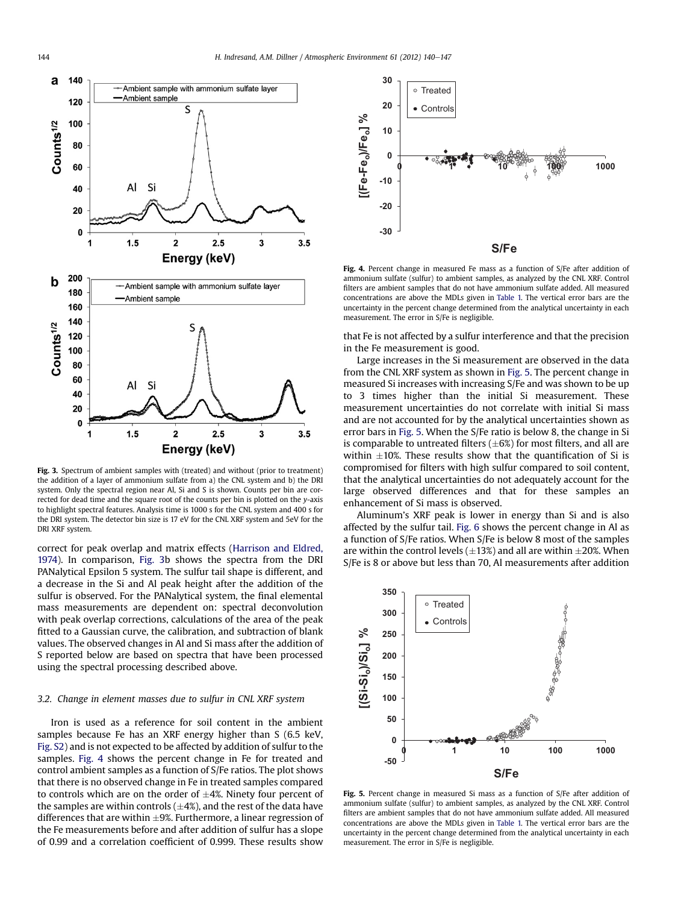Fig. 3. Spectrum of ambient samples with (treated) and without (prior to treatment) the addition of a layer of ammonium sulfate from a) the CNL system and b) the DRI system. Only the spectral region near Al, Si and S is shown. Counts per bin are corrected for dead time and the square root of the counts per bin is plotted on the y-axis to highlight spectral features. Analysis time is 1000 s for the CNL system and 400 s for the DRI system. The detector bin size is 17 eV for the CNL XRF system and 5eV for the DRI XRF system.

correct for peak overlap and matrix effects (Harrison and Eldred, 1974). In comparison, Fig. 3b shows the spectra from the DRI PANalytical Epsilon 5 system. The sulfur tail shape is different, and a decrease in the Si and Al peak height after the addition of the sulfur is observed. For the PANalytical system, the final elemental mass measurements are dependent on: spectral deconvolution with peak overlap corrections, calculations of the area of the peak fitted to a Gaussian curve, the calibration, and subtraction of blank values. The observed changes in Al and Si mass after the addition of S reported below are based on spectra that have been processed using the spectral processing described above.

### 3.2. Change in element masses due to sulfur in CNL XRF system

Iron is used as a reference for soil content in the ambient samples because Fe has an XRF energy higher than S (6.5 keV, Fig. S2) and is not expected to be affected by addition of sulfur to the samples. Fig. 4 shows the percent change in Fe for treated and control ambient samples as a function of S/Fe ratios. The plot shows that there is no observed change in Fe in treated samples compared to controls which are on the order of ±4%. Ninety four percent of the samples are within controls (±4%), and the rest of the data have differences that are within ±9%. Furthermore, a linear regression of the Fe measurements before and after addition of sulfur has a slope of 0.99 and a correlation coefficient of 0.999. These results show that Fe is not affected by a sulfur interference and that the precision in the Fe measurement is good.

Fig. 4. Percent change in measured Fe mass as a function of S/Fe after addition of ammonium sulfate (sulfur) to ambient samples, as analyzed by the CNL XRF. Control filters are ambient samples that do not have ammonium sulfate added. All measured concentrations are above the MDLs given in Table 1. The vertical error bars are the uncertainty in the percent change determined from the analytical uncertainty in each measurement. The error in S/Fe is negligible.

Large increases in the Si measurement are observed in the data from the CNL XRF system as shown in Fig. 5. The percent change in measured Si increases with increasing S/Fe and was shown to be up to 3 times higher than the initial Si measurement. These measurement uncertainties do not correlate with initial Si mass and are not accounted for by the analytical uncertainties shown as error bars in Fig. 5. When the S/Fe ratio is below 8, the change in Si is comparable to untreated filters (±6%) for most filters, and all are within ±10%. These results show that the quantification of Si is compromised for filters with high sulfur compared to soil content, that the analytical uncertainties do not adequately account for the large observed differences and that for these samples an enhancement of Si mass is observed.

Aluminum's XRF peak is lower in energy than Si and is also affected by the sulfur tail. Fig. 6 shows the percent change in Al as a function of S/Fe ratios. When S/Fe is below 8 most of the samples are within the control levels (±13%) and all are within ±20%. When S/Fe is 8 or above but less than 70, Al measurements after addition

Fig. 5. Percent change in measured Si mass as a function of S/Fe after addition of ammonium sulfate (sulfur) to ambient samples, as analyzed by the CNL XRF. Control filters are ambient samples that do not have ammonium sulfate added. All measured concentrations are above the MDLs given in Table 1. The vertical error bars are the uncertainty in the percent change determined from the analytical uncertainty in each measurement. The error in S/Fe is negligible.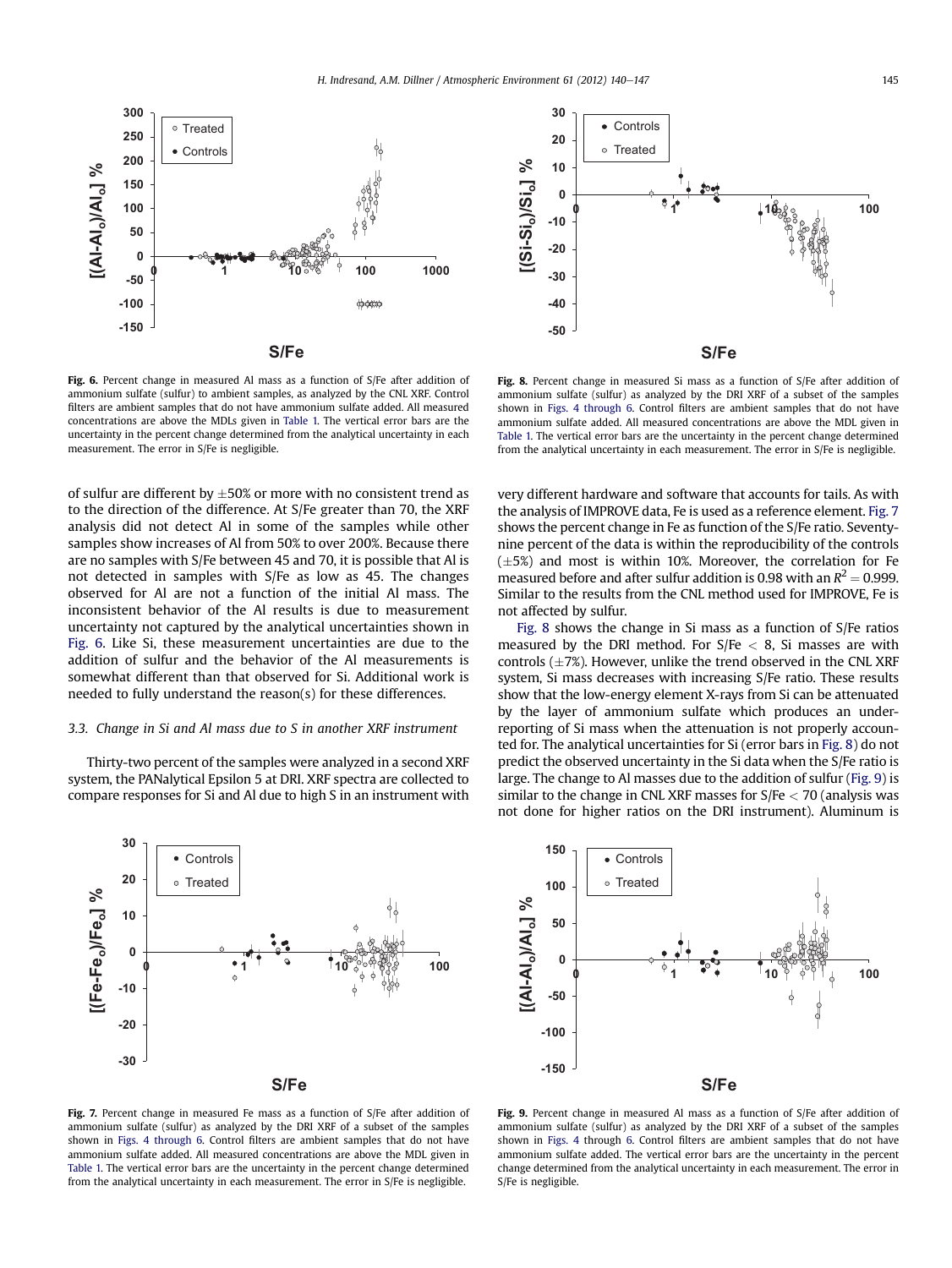Fig. 6. Percent change in measured Al mass as a function of S/Fe after addition of ammonium sulfate (sulfur) to ambient samples, as analyzed by the CNL XRF. Control filters are ambient samples that do not have ammonium sulfate added. All measured concentrations are above the MDLs given in Table 1. The vertical error bars are the uncertainty in the percent change determined from the analytical uncertainty in each measurement. The error in S/Fe is negligible.

Fig. 8. Percent change in measured Si mass as a function of S/Fe after addition of ammonium sulfate (sulfur) as analyzed by the DRI XRF of a subset of the samples shown in Figs. 4 through 6. Control filters are ambient samples that do not have ammonium sulfate added. All measured concentrations are above the MDL given in Table 1. The vertical error bars are the uncertainty in the percent change determined from the analytical uncertainty in each measurement. The error in S/Fe is negligible.

of sulfur are different by ±50% or more with no consistent trend as to the direction of the difference. At S/Fe greater than 70, the XRF analysis did not detect Al in some of the samples while other samples show increases of Al from 50% to over 200%. Because there are no samples with S/Fe between 45 and 70, it is possible that Al is not detected in samples with S/Fe as low as 45. The changes observed for Al are not a function of the initial Al mass. The inconsistent behavior of the Al results is due to measurement uncertainty not captured by the analytical uncertainties shown in Fig. 6. Like Si, these measurement uncertainties are due to the addition of sulfur and the behavior of the Al measurements is somewhat different than that observed for Si. Additional work is needed to fully understand the reason(s) for these differences.

### 3.3. Change in Si and Al mass due to S in another XRF instrument

Thirty-two percent of the samples were analyzed in a second XRF system, the PANalytical Epsilon 5 at DRI. XRF spectra are collected to compare responses for Si and Al due to high S in an instrument with very different hardware and software that accounts for tails. As with the analysis of IMPROVE data, Fe is used as a reference element. Fig. 7 shows the percent change in Fe as function of the S/Fe ratio. Seventy-nine percent of the data is within the reproducibility of the controls (±5%) and most is within 10%. Moreover, the correlation for Fe measured before and after sulfur addition is 0.98 with an $R^2 = 0.999$. Similar to the results from the CNL method used for IMPROVE, Fe is not affected by sulfur.

Fig. 8 shows the change in Si mass as a function of S/Fe ratios measured by the DRI method. For S/Fe $<$ 8, Si masses are with controls (±7%). However, unlike the trend observed in the CNL XRF system, Si mass decreases with increasing S/Fe ratio. These results show that the low-energy element X-rays from Si can be attenuated by the layer of ammonium sulfate which produces an under-reporting of Si mass when the attenuation is not properly accounted for. The analytical uncertainties for Si (error bars in Fig. 8) do not predict the observed uncertainty in the Si data when the S/Fe ratio is large. The change to Al masses due to the addition of sulfur (Fig. 9) is similar to the change in CNL XRF masses for S/Fe $<$ 70 (analysis was not done for higher ratios on the DRI instrument). Aluminum is

Fig. 7. Percent change in measured Fe mass as a function of S/Fe after addition of ammonium sulfate (sulfur) as analyzed by the DRI XRF of a subset of the samples shown in Figs. 4 through 6. Control filters are ambient samples that do not have ammonium sulfate added. All measured concentrations are above the MDL given in Table 1. The vertical error bars are the uncertainty in the percent change determined from the analytical uncertainty in each measurement. The error in S/Fe is negligible.

Fig. 9. Percent change in measured Al mass as a function of S/Fe after addition of ammonium sulfate (sulfur) as analyzed by the DRI XRF of a subset of the samples shown in Figs. 4 through 6. Control filters are ambient samples that do not have ammonium sulfate added. The vertical error bars are the uncertainty in the percent change determined from the analytical uncertainty in each measurement. The error in S/Fe is negligible.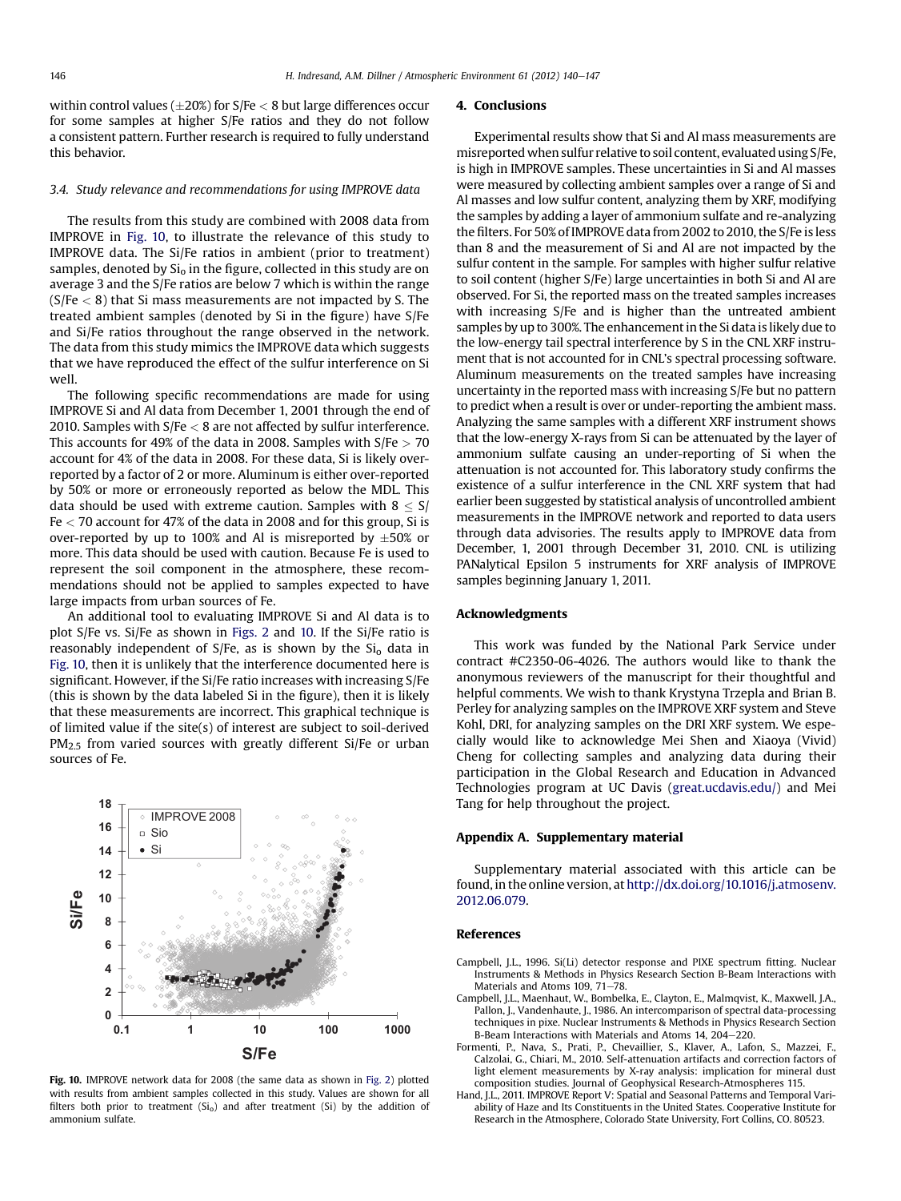within control values (±20%) for S/Fe < 8 but large differences occur for some samples at higher S/Fe ratios and they do not follow a consistent pattern. Further research is required to fully understand this behavior.

### 3.4. Study relevance and recommendations for using IMPROVE data

The results from this study are combined with 2008 data from IMPROVE in Fig. 10, to illustrate the relevance of this study to IMPROVE data. The Si/Fe ratios in ambient (prior to treatment) samples, denoted by $Si_o$ in the figure, collected in this study are on average 3 and the S/Fe ratios are below 7 which is within the range (S/Fe < 8) that Si mass measurements are not impacted by S. The treated ambient samples (denoted by Si in the figure) have S/Fe and Si/Fe ratios throughout the range observed in the network. The data from this study mimics the IMPROVE data which suggests that we have reproduced the effect of the sulfur interference on Si well.

The following specific recommendations are made for using IMPROVE Si and Al data from December 1, 2001 through the end of 2010. Samples with S/Fe < 8 are not affected by sulfur interference. This accounts for 49% of the data in 2008. Samples with S/Fe > 70 account for 4% of the data in 2008. For these data, Si is likely over-reported by a factor of 2 or more. Aluminum is either over-reported by 50% or more or erroneously reported as below the MDL. This data should be used with extreme caution. Samples with 8 ≤ S/Fe < 70 account for 47% of the data in 2008 and for this group, Si is over-reported by up to 100% and Al is misreported by ±50% or more. This data should be used with caution. Because Fe is used to represent the soil component in the atmosphere, these recommendations should not be applied to samples expected to have large impacts from urban sources of Fe.

An additional tool to evaluating IMPROVE Si and Al data is to plot S/Fe vs. Si/Fe as shown in Figs. 2 and 10. If the Si/Fe ratio is reasonably independent of S/Fe, as is shown by the $Si_o$ data in Fig. 10, then it is unlikely that the interference documented here is significant. However, if the Si/Fe ratio increases with increasing S/Fe (this is shown by the data labeled Si in the figure), then it is likely that these measurements are incorrect. This graphical technique is of limited value if the site(s) of interest are subject to soil-derived $PM_{2.5}$ from varied sources with greatly different Si/Fe or urban sources of Fe.

**Fig. 10.** IMPROVE network data for 2008 (the same data as shown in Fig. 2) plotted with results from ambient samples collected in this study. Values are shown for all filters both prior to treatment ($Si_o$) and after treatment (Si) by the addition of ammonium sulfate.

## 4. Conclusions

Experimental results show that Si and Al mass measurements are misreported when sulfur relative to soil content, evaluated using S/Fe, is high in IMPROVE samples. These uncertainties in Si and Al masses were measured by collecting ambient samples over a range of Si and Al masses and low sulfur content, analyzing them by XRF, modifying the samples by adding a layer of ammonium sulfate and re-analyzing the filters. For 50% of IMPROVE data from 2002 to 2010, the S/Fe is less than 8 and the measurement of Si and Al are not impacted by the sulfur content in the sample. For samples with higher sulfur relative to soil content (higher S/Fe) large uncertainties in both Si and Al are observed. For Si, the reported mass on the treated samples increases with increasing S/Fe and is higher than the untreated ambient samples by up to 300%. The enhancement in the Si data is likely due to the low-energy tail spectral interference by S in the CNL XRF instrument that is not accounted for in CNL's spectral processing software. Aluminum measurements on the treated samples have increasing uncertainty in the reported mass with increasing S/Fe but no pattern to predict when a result is over or under-reporting the ambient mass. Analyzing the same samples with a different XRF instrument shows that the low-energy X-rays from Si can be attenuated by the layer of ammonium sulfate causing an under-reporting of Si when the attenuation is not accounted for. This laboratory study confirms the existence of a sulfur interference in the CNL XRF system that had earlier been suggested by statistical analysis of uncontrolled ambient measurements in the IMPROVE network and reported to data users through data advisories. The results apply to IMPROVE data from December, 1, 2001 through December 31, 2010. CNL is utilizing PANalytical Epsilon 5 instruments for XRF analysis of IMPROVE samples beginning January 1, 2011.

## Acknowledgments

This work was funded by the National Park Service under contract #C2350-06-4026. The authors would like to thank the anonymous reviewers of the manuscript for their thoughtful and helpful comments. We wish to thank Krystyna Trzepla and Brian B. Perley for analyzing samples on the IMPROVE XRF system and Steve Kohl, DRI, for analyzing samples on the DRI XRF system. We especially would like to acknowledge Mei Shen and Xiaoya (Vivid) Cheng for collecting samples and analyzing data during their participation in the Global Research and Education in Advanced Technologies program at UC Davis (great.ucdavis.edu/) and Mei Tang for help throughout the project.

## Appendix A. Supplementary material

Supplementary material associated with this article can be found, in the online version, at http://dx.doi.org/10.1016/j.atmosenv.2012.06.079.

## References

Campbell, J.L., 1996. Si(Li) detector response and PIXE spectrum fitting. Nuclear Instruments & Methods in Physics Research Section B-Beam Interactions with Materials and Atoms 109, 71–78.

Campbell, J.L., Maenhaut, W., Bombelka, E., Clayton, E., Malmqvist, K., Maxwell, J.A., Pallon, J., Vandenhaute, J., 1986. An intercomparison of spectral data-processing techniques in pixe. Nuclear Instruments & Methods in Physics Research Section B-Beam Interactions with Materials and Atoms 14, 204–220.

Formenti, P., Nava, S., Prati, P., Chevaillier, S., Klaver, A., Lafon, S., Mazzei, F., Calzolai, G., Chiari, M., 2010. Self-attenuation artifacts and correction factors of light element measurements by X-ray analysis: implication for mineral dust composition studies. Journal of Geophysical Research-Atmospheres 115.

Hand, J.L., 2011. IMPROVE Report V: Spatial and Seasonal Patterns and Temporal Variability of Haze and Its Constituents in the United States. Cooperative Institute for Research in the Atmosphere, Colorado State University, Fort Collins, CO. 80523.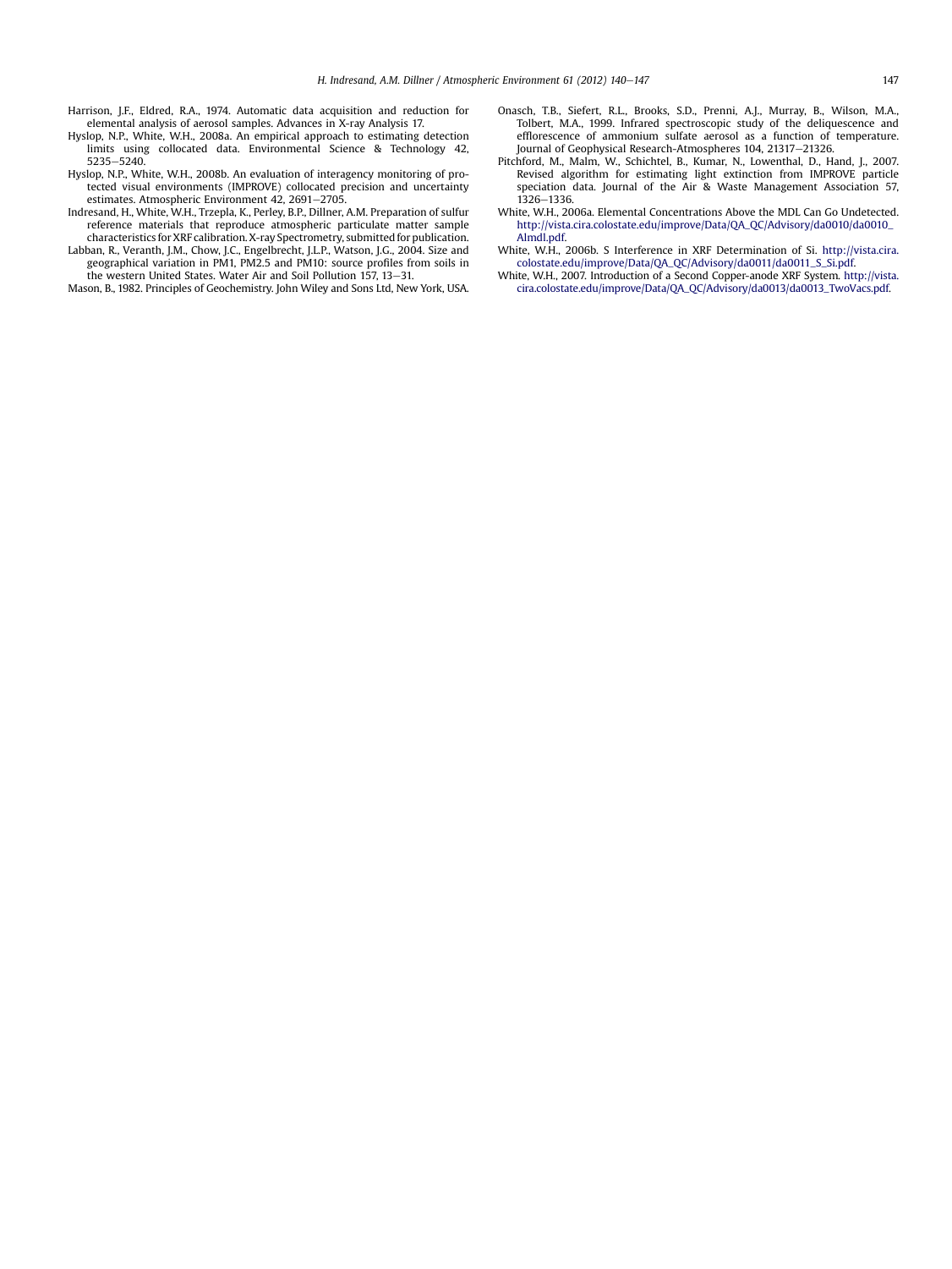Harrison, J.F., Eldred, R.A., 1974. Automatic data acquisition and reduction for elemental analysis of aerosol samples. Advances in X-ray Analysis 17.

Hyslop, N.P., White, W.H., 2008a. An empirical approach to estimating detection limits using collocated data. Environmental Science & Technology 42, 5235–5240.

Hyslop, N.P., White, W.H., 2008b. An evaluation of interagency monitoring of protected visual environments (IMPROVE) collocated precision and uncertainty estimates. Atmospheric Environment 42, 2691–2705.

Indresand, H., White, W.H., Trzepla, K., Perley, B.P., Dillner, A.M. Preparation of sulfur reference materials that reproduce atmospheric particulate matter sample characteristics for XRF calibration. X-ray Spectrometry, submitted for publication.

Labban, R., Veranth, J.M., Chow, J.C., Engelbrecht, J.L.P., Watson, J.G., 2004. Size and geographical variation in PM1, PM2.5 and PM10: source profiles from soils in the western United States. Water Air and Soil Pollution 157, 13–31.

Mason, B., 1982. Principles of Geochemistry. John Wiley and Sons Ltd, New York, USA.

Onasch, T.B., Siefert, R.L., Brooks, S.D., Prenni, A.J., Murray, B., Wilson, M.A., Tolbert, M.A., 1999. Infrared spectroscopic study of the deliquescence and efflorescence of ammonium sulfate aerosol as a function of temperature. Journal of Geophysical Research-Atmospheres 104, 21317–21326.

Pitchford, M., Malm, W., Schichtel, B., Kumar, N., Lowenthal, D., Hand, J., 2007. Revised algorithm for estimating light extinction from IMPROVE particle speciation data. Journal of the Air & Waste Management Association 57, 1326–1336.

White, W.H., 2006a. Elemental Concentrations Above the MDL Can Go Undetected. http://vista.cira.colostate.edu/improve/Data/QA_QC/Advisory/da0010/da0010_Almdl.pdf.

White, W.H., 2006b. S Interference in XRF Determination of Si. http://vista.cira.colostate.edu/improve/Data/QA_QC/Advisory/da0011/da0011_S_Si.pdf.

White, W.H., 2007. Introduction of a Second Copper-anode XRF System. http://vista.cira.colostate.edu/improve/Data/QA_QC/Advisory/da0013/da0013_TwoVacs.pdf.